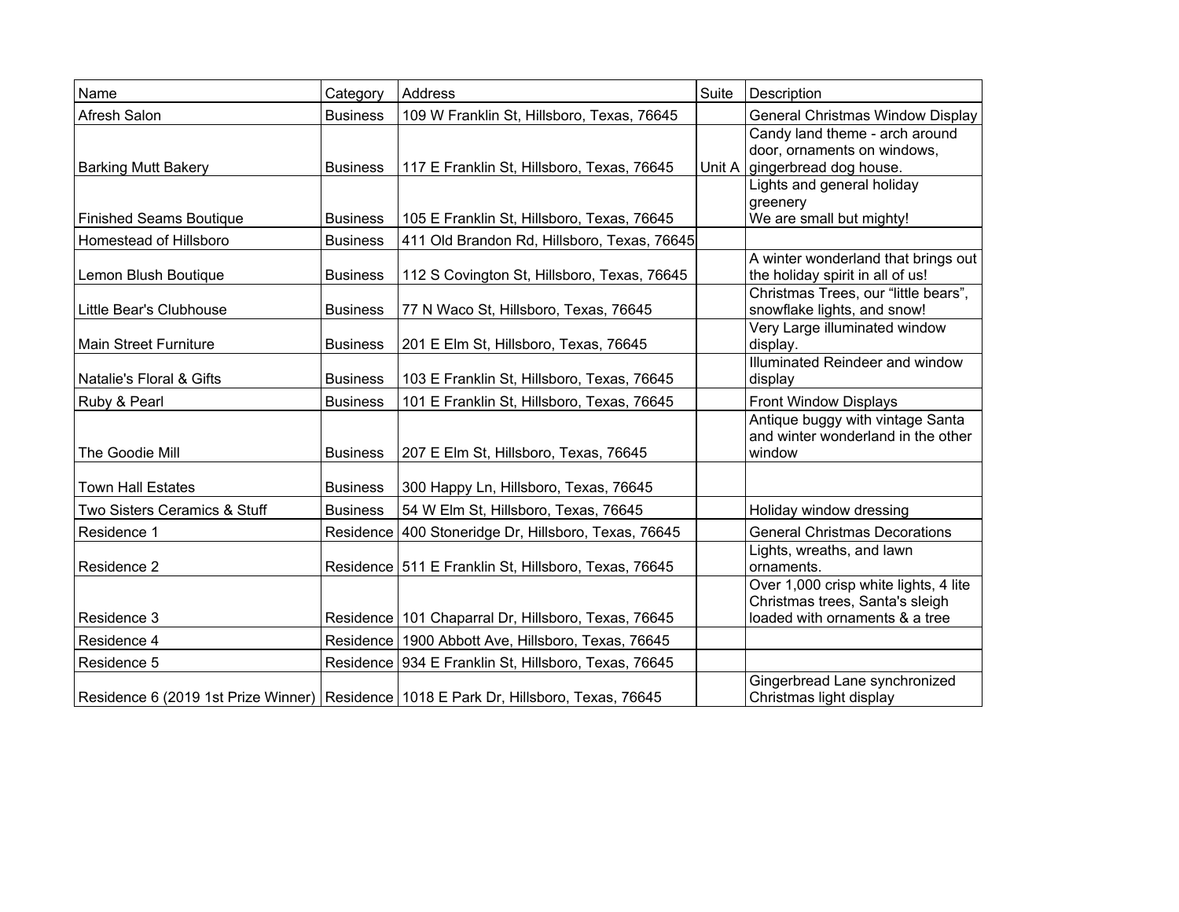| Name | Category | Address | Suite | Description |
|---|---|---|---|---|
| Afresh Salon | Business | 109 W Franklin St, Hillsboro, Texas, 76645 | | General Christmas Window Display |
| Barking Mutt Bakery | Business | 117 E Franklin St, Hillsboro, Texas, 76645 | Unit A | Candy land theme - arch around door, ornaments on windows, gingerbread dog house. |
| Finished Seams Boutique | Business | 105 E Franklin St, Hillsboro, Texas, 76645 | | Lights and general holiday greenery We are small but mighty! |
| Homestead of Hillsboro | Business | 411 Old Brandon Rd, Hillsboro, Texas, 76645 | | |
| Lemon Blush Boutique | Business | 112 S Covington St, Hillsboro, Texas, 76645 | | A winter wonderland that brings out the holiday spirit in all of us! |
| Little Bear's Clubhouse | Business | 77 N Waco St, Hillsboro, Texas, 76645 | | Christmas Trees, our "little bears", snowflake lights, and snow! |
| Main Street Furniture | Business | 201 E Elm St, Hillsboro, Texas, 76645 | | Very Large illuminated window display. |
| Natalie's Floral & Gifts | Business | 103 E Franklin St, Hillsboro, Texas, 76645 | | Illuminated Reindeer and window display |
| Ruby & Pearl | Business | 101 E Franklin St, Hillsboro, Texas, 76645 | | Front Window Displays |
| The Goodie Mill | Business | 207 E Elm St, Hillsboro, Texas, 76645 | | Antique buggy with vintage Santa and winter wonderland in the other window |
| Town Hall Estates | Business | 300 Happy Ln, Hillsboro, Texas, 76645 | | |
| Two Sisters Ceramics & Stuff | Business | 54 W Elm St, Hillsboro, Texas, 76645 | | Holiday window dressing |
| Residence 1 | Residence | 400 Stoneridge Dr, Hillsboro, Texas, 76645 | | General Christmas Decorations |
| Residence 2 | Residence | 511 E Franklin St, Hillsboro, Texas, 76645 | | Lights, wreaths, and lawn ornaments. |
| Residence 3 | Residence | 101 Chaparral Dr, Hillsboro, Texas, 76645 | | Over 1,000 crisp white lights, 4 lite Christmas trees, Santa's sleigh loaded with ornaments & a tree |
| Residence 4 | Residence | 1900 Abbott Ave, Hillsboro, Texas, 76645 | | |
| Residence 5 | Residence | 934 E Franklin St, Hillsboro, Texas, 76645 | | |
| Residence 6 (2019 1st Prize Winner) | Residence | 1018 E Park Dr, Hillsboro, Texas, 76645 | | Gingerbread Lane synchronized Christmas light display |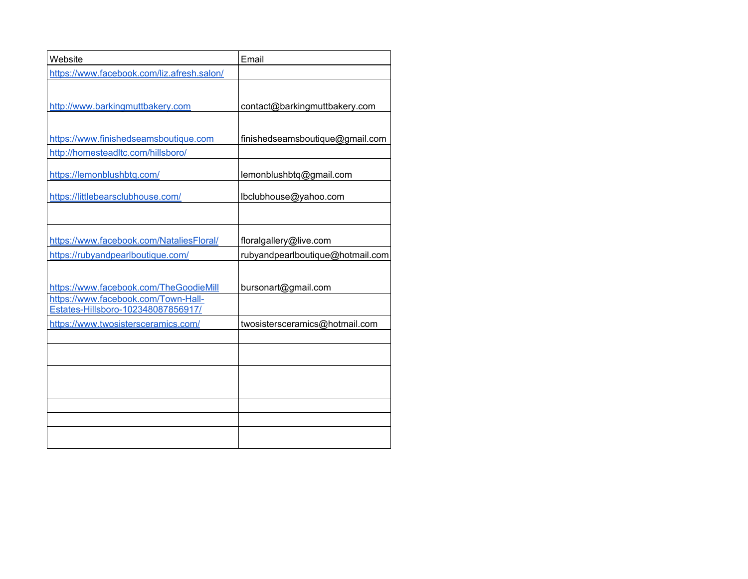| Website | Email |
|---|---|
| https://www.facebook.com/liz.afresh.salon/ | |
| http://www.barkingmuttbakery.com | contact@barkingmuttbakery.com |
| https://www.finishedseamsboutique.com | finishedseamsboutique@gmail.com |
| http://homesteadltc.com/hillsboro/ | |
| https://lemonblushbtq.com/ | lemonblushbtq@gmail.com |
| https://littlebearsclubhouse.com/ | lbclubhouse@yahoo.com |
| | |
| https://www.facebook.com/NataliesFloral/ | floralgallery@live.com |
| https://rubyandpearlboutique.com/ | rubyandpearlboutique@hotmail.com |
| https://www.facebook.com/TheGoodieMill | bursonart@gmail.com |
| https://www.facebook.com/Town-Hall-Estates-Hillsboro-102348087856917/ | |
| https://www.twosistersceramics.com/ | twosistersceramics@hotmail.com |
| | |
| | |
| | |
| | |
| | |
| | |